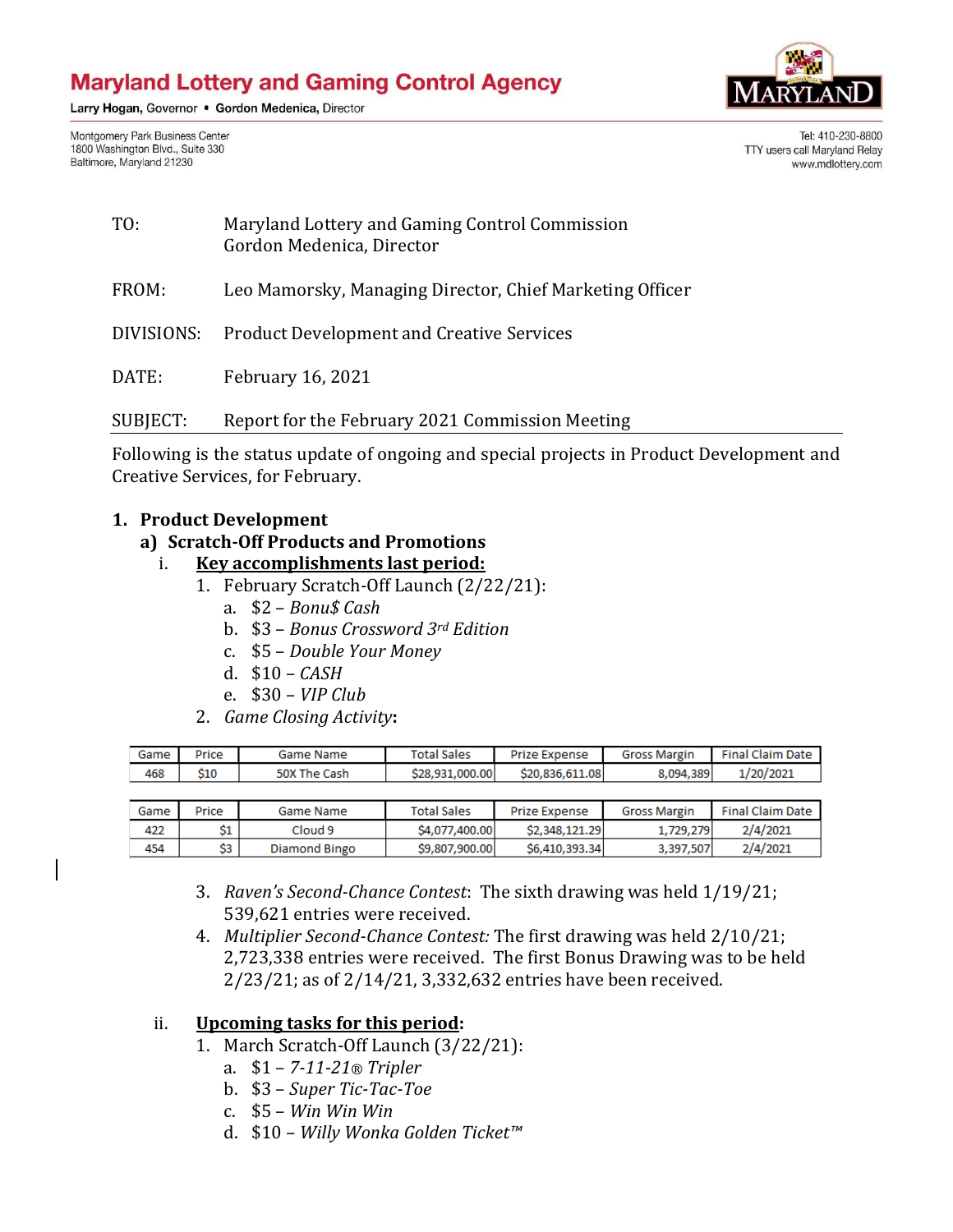# Maryland Lottery and Gaming Control Agency

Larry Hogan, Governor • Gordon Medenica, Director

Montgomery Park Business Center
1800 Washington Blvd., Suite 330
Baltimore, Maryland 21230

Tel: 410-230-8800
TTY users call Maryland Relay
www.mdlottery.com

TO: Maryland Lottery and Gaming Control Commission
Gordon Medenica, Director

FROM: Leo Mamorsky, Managing Director, Chief Marketing Officer

DIVISIONS: Product Development and Creative Services

DATE: February 16, 2021

SUBJECT: Report for the February 2021 Commission Meeting

Following is the status update of ongoing and special projects in Product Development and Creative Services, for February.

1. **Product Development**
   a) **Scratch-Off Products and Promotions**
      i. **Key accomplishments last period:**
         1. February Scratch-Off Launch (2/22/21):
            a. $2 – *Bonu$ Cash*
            b. $3 – *Bonus Crossword 3rd Edition*
            c. $5 – *Double Your Money*
            d. $10 – *CASH*
            e. $30 – *VIP Club*
         2. *Game Closing Activity*:

| Game | Price | Game Name | Total Sales | Prize Expense | Gross Margin | Final Claim Date |
|---|---|---|---|---|---|---|
| 468 | $10 | 50X The Cash | $28,931,000.00 | $20,836,611.08 | 8,094,389 | 1/20/2021 |

| Game | Price | Game Name | Total Sales | Prize Expense | Gross Margin | Final Claim Date |
|---|---|---|---|---|---|---|
| 422 | $1 | Cloud 9 | $4,077,400.00 | $2,348,121.29 | 1,729,279 | 2/4/2021 |
| 454 | $3 | Diamond Bingo | $9,807,900.00 | $6,410,393.34 | 3,397,507 | 2/4/2021 |

         3. *Raven's Second-Chance Contest*: The sixth drawing was held 1/19/21; 539,621 entries were received.
         4. *Multiplier Second-Chance Contest:* The first drawing was held 2/10/21; 2,723,338 entries were received. The first Bonus Drawing was to be held 2/23/21; as of 2/14/21, 3,332,632 entries have been received.

      ii. **Upcoming tasks for this period:**
         1. March Scratch-Off Launch (3/22/21):
            a. $1 – *7-11-21® Tripler*
            b. $3 – *Super Tic-Tac-Toe*
            c. $5 – *Win Win Win*
            d. $10 – *Willy Wonka Golden Ticket™*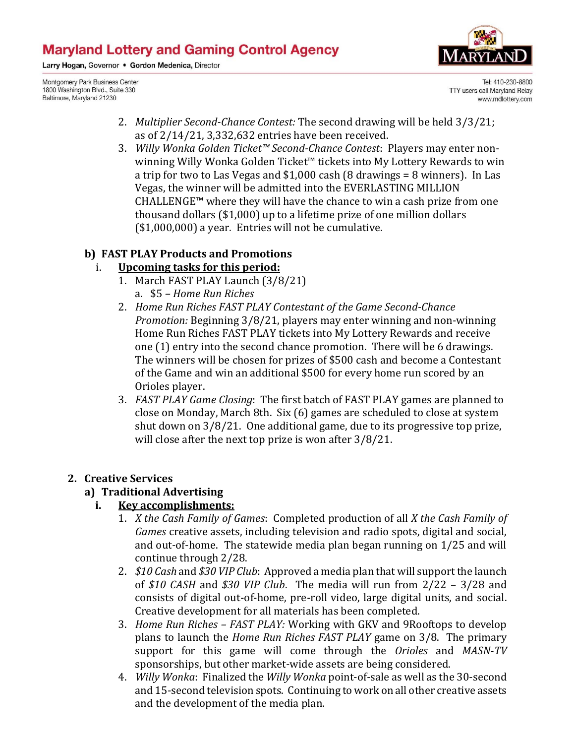2. *Multiplier Second-Chance Contest:* The second drawing will be held 3/3/21; as of 2/14/21, 3,332,632 entries have been received.
3. *Willy Wonka Golden Ticket™ Second-Chance Contest*: Players may enter non-winning Willy Wonka Golden Ticket™ tickets into My Lottery Rewards to win a trip for two to Las Vegas and $1,000 cash (8 drawings = 8 winners). In Las Vegas, the winner will be admitted into the EVERLASTING MILLION CHALLENGE™ where they will have the chance to win a cash prize from one thousand dollars ($1,000) up to a lifetime prize of one million dollars ($1,000,000) a year. Entries will not be cumulative.

**b) FAST PLAY Products and Promotions**

i. **Upcoming tasks for this period:**

1. March FAST PLAY Launch (3/8/21)
   a. $5 – *Home Run Riches*
2. *Home Run Riches FAST PLAY Contestant of the Game Second-Chance Promotion:* Beginning 3/8/21, players may enter winning and non-winning Home Run Riches FAST PLAY tickets into My Lottery Rewards and receive one (1) entry into the second chance promotion. There will be 6 drawings. The winners will be chosen for prizes of $500 cash and become a Contestant of the Game and win an additional $500 for every home run scored by an Orioles player.
3. *FAST PLAY Game Closing*: The first batch of FAST PLAY games are planned to close on Monday, March 8th. Six (6) games are scheduled to close at system shut down on 3/8/21. One additional game, due to its progressive top prize, will close after the next top prize is won after 3/8/21.

**2. Creative Services**

**a) Traditional Advertising**

**i. Key accomplishments:**

1. *X the Cash Family of Games*: Completed production of all *X the Cash Family of Games* creative assets, including television and radio spots, digital and social, and out-of-home. The statewide media plan began running on 1/25 and will continue through 2/28.
2. *$10 Cash* and *$30 VIP Club*: Approved a media plan that will support the launch of *$10 CASH* and *$30 VIP Club*. The media will run from 2/22 – 3/28 and consists of digital out-of-home, pre-roll video, large digital units, and social. Creative development for all materials has been completed.
3. *Home Run Riches – FAST PLAY:* Working with GKV and 9Rooftops to develop plans to launch the *Home Run Riches FAST PLAY* game on 3/8. The primary support for this game will come through the *Orioles* and *MASN-TV* sponsorships, but other market-wide assets are being considered.
4. *Willy Wonka*: Finalized the *Willy Wonka* point-of-sale as well as the 30-second and 15-second television spots. Continuing to work on all other creative assets and the development of the media plan.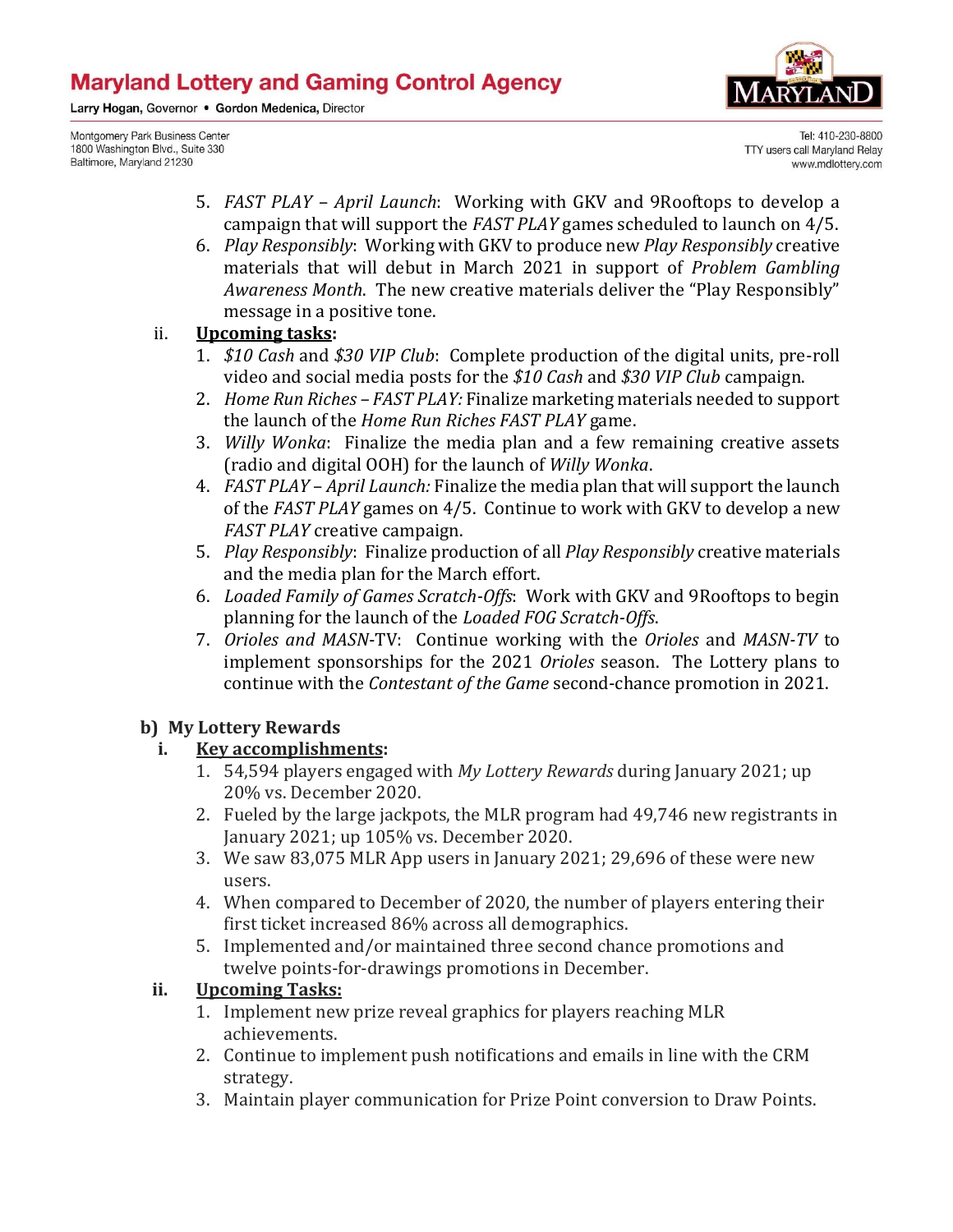5. *FAST PLAY – April Launch*: Working with GKV and 9Rooftops to develop a campaign that will support the *FAST PLAY* games scheduled to launch on 4/5.
6. *Play Responsibly*: Working with GKV to produce new *Play Responsibly* creative materials that will debut in March 2021 in support of *Problem Gambling Awareness Month*. The new creative materials deliver the "Play Responsibly" message in a positive tone.

ii. **Upcoming tasks:**

1. *$10 Cash* and *$30 VIP Club*: Complete production of the digital units, pre-roll video and social media posts for the *$10 Cash* and *$30 VIP Club* campaign.
2. *Home Run Riches – FAST PLAY:* Finalize marketing materials needed to support the launch of the *Home Run Riches FAST PLAY* game.
3. *Willy Wonka*: Finalize the media plan and a few remaining creative assets (radio and digital OOH) for the launch of *Willy Wonka*.
4. *FAST PLAY – April Launch:* Finalize the media plan that will support the launch of the *FAST PLAY* games on 4/5. Continue to work with GKV to develop a new *FAST PLAY* creative campaign.
5. *Play Responsibly*: Finalize production of all *Play Responsibly* creative materials and the media plan for the March effort.
6. *Loaded Family of Games Scratch-Offs*: Work with GKV and 9Rooftops to begin planning for the launch of the *Loaded FOG Scratch-Offs*.
7. *Orioles and MASN*-TV: Continue working with the *Orioles* and *MASN-TV* to implement sponsorships for the 2021 *Orioles* season. The Lottery plans to continue with the *Contestant of the Game* second-chance promotion in 2021.

**b) My Lottery Rewards**

**i. Key accomplishments:**

1. 54,594 players engaged with *My Lottery Rewards* during January 2021; up 20% vs. December 2020.
2. Fueled by the large jackpots, the MLR program had 49,746 new registrants in January 2021; up 105% vs. December 2020.
3. We saw 83,075 MLR App users in January 2021; 29,696 of these were new users.
4. When compared to December of 2020, the number of players entering their first ticket increased 86% across all demographics.
5. Implemented and/or maintained three second chance promotions and twelve points-for-drawings promotions in December.

**ii. Upcoming Tasks:**

1. Implement new prize reveal graphics for players reaching MLR achievements.
2. Continue to implement push notifications and emails in line with the CRM strategy.
3. Maintain player communication for Prize Point conversion to Draw Points.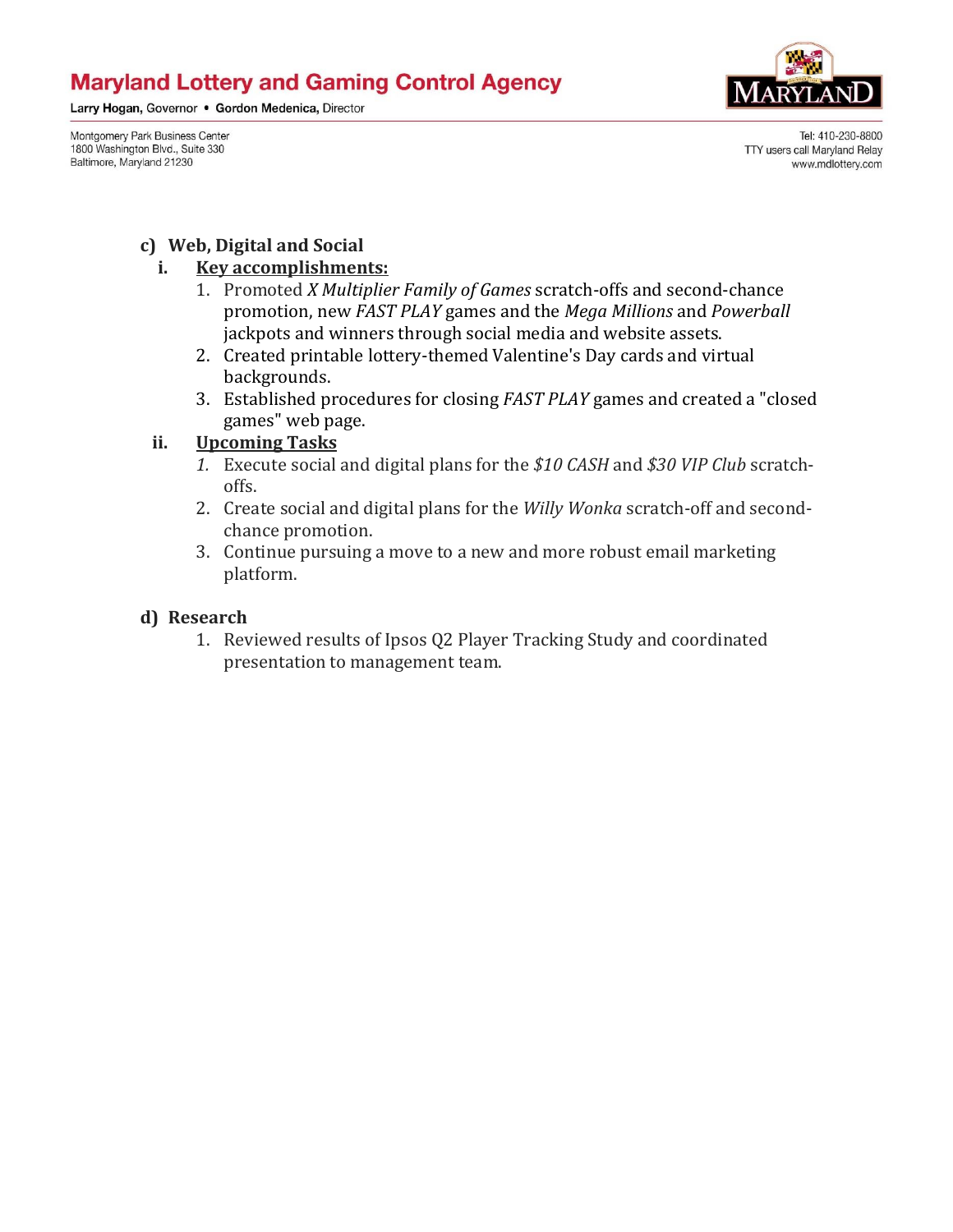c) **Web, Digital and Social**

i. **Key accomplishments:**

1. Promoted *X Multiplier Family of Games* scratch-offs and second-chance promotion, new *FAST PLAY* games and the *Mega Millions* and *Powerball* jackpots and winners through social media and website assets.
2. Created printable lottery-themed Valentine's Day cards and virtual backgrounds.
3. Established procedures for closing *FAST PLAY* games and created a "closed games" web page.

ii. **Upcoming Tasks**

1. Execute social and digital plans for the *$10 CASH* and *$30 VIP Club* scratch-offs.
2. Create social and digital plans for the *Willy Wonka* scratch-off and second-chance promotion.
3. Continue pursuing a move to a new and more robust email marketing platform.

d) **Research**

1. Reviewed results of Ipsos Q2 Player Tracking Study and coordinated presentation to management team.